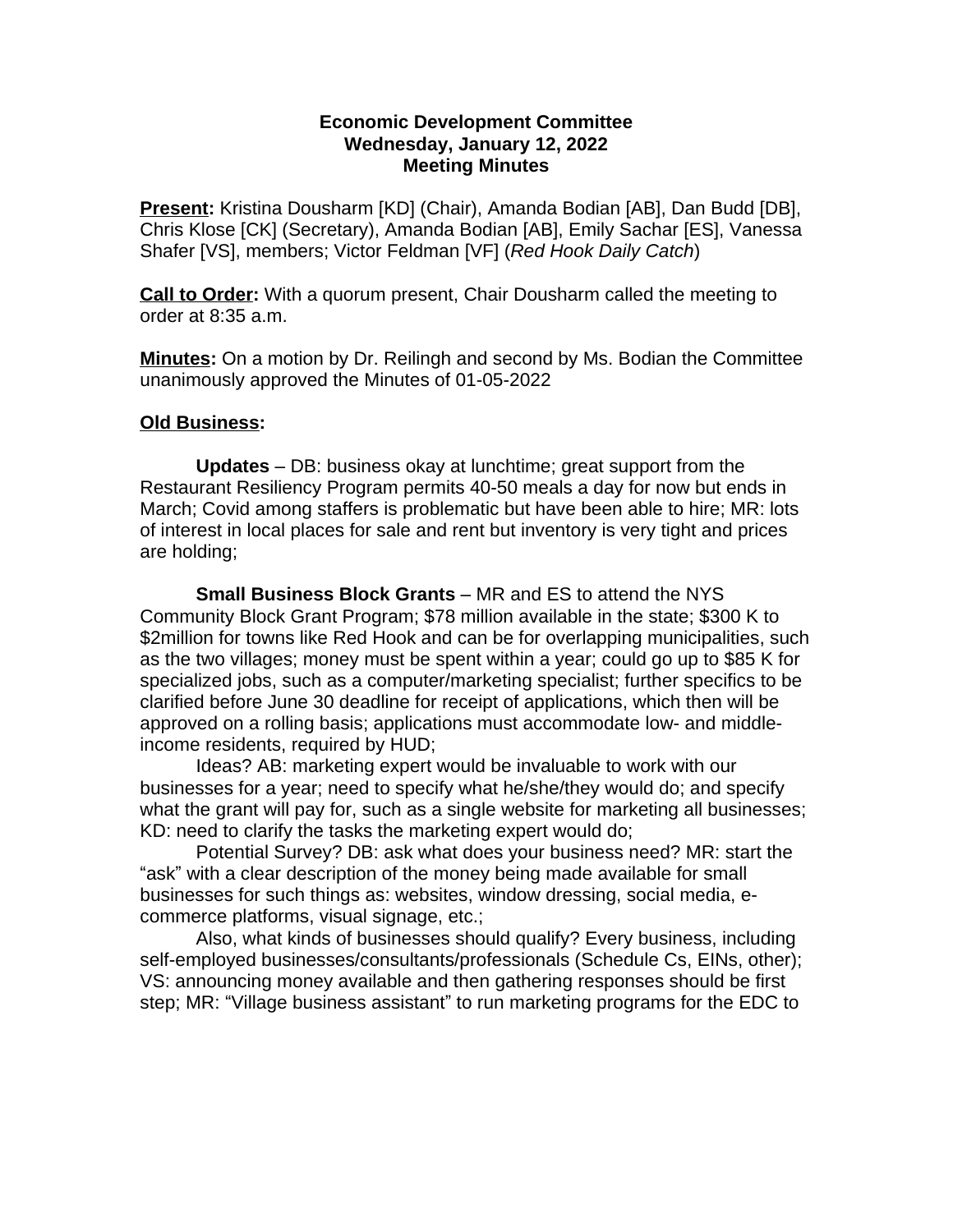**Economic Development Committee**
**Wednesday, January 12, 2022**
**Meeting Minutes**

**Present:** Kristina Dousharm [KD] (Chair), Amanda Bodian [AB], Dan Budd [DB], Chris Klose [CK] (Secretary), Amanda Bodian [AB], Emily Sachar [ES], Vanessa Shafer [VS], members; Victor Feldman [VF] (*Red Hook Daily Catch*)

**Call to Order:** With a quorum present, Chair Dousharm called the meeting to order at 8:35 a.m.

**Minutes:** On a motion by Dr. Reilingh and second by Ms. Bodian the Committee unanimously approved the Minutes of 01-05-2022

**Old Business:**

**Updates** – DB: business okay at lunchtime; great support from the Restaurant Resiliency Program permits 40-50 meals a day for now but ends in March; Covid among staffers is problematic but have been able to hire; MR: lots of interest in local places for sale and rent but inventory is very tight and prices are holding;

**Small Business Block Grants** – MR and ES to attend the NYS Community Block Grant Program; $78 million available in the state; $300 K to $2million for towns like Red Hook and can be for overlapping municipalities, such as the two villages; money must be spent within a year; could go up to $85 K for specialized jobs, such as a computer/marketing specialist; further specifics to be clarified before June 30 deadline for receipt of applications, which then will be approved on a rolling basis; applications must accommodate low- and middle-income residents, required by HUD;

Ideas? AB: marketing expert would be invaluable to work with our businesses for a year; need to specify what he/she/they would do; and specify what the grant will pay for, such as a single website for marketing all businesses; KD: need to clarify the tasks the marketing expert would do;

Potential Survey? DB: ask what does your business need? MR: start the "ask" with a clear description of the money being made available for small businesses for such things as: websites, window dressing, social media, e-commerce platforms, visual signage, etc.;

Also, what kinds of businesses should qualify? Every business, including self-employed businesses/consultants/professionals (Schedule Cs, EINs, other); VS: announcing money available and then gathering responses should be first step; MR: "Village business assistant" to run marketing programs for the EDC to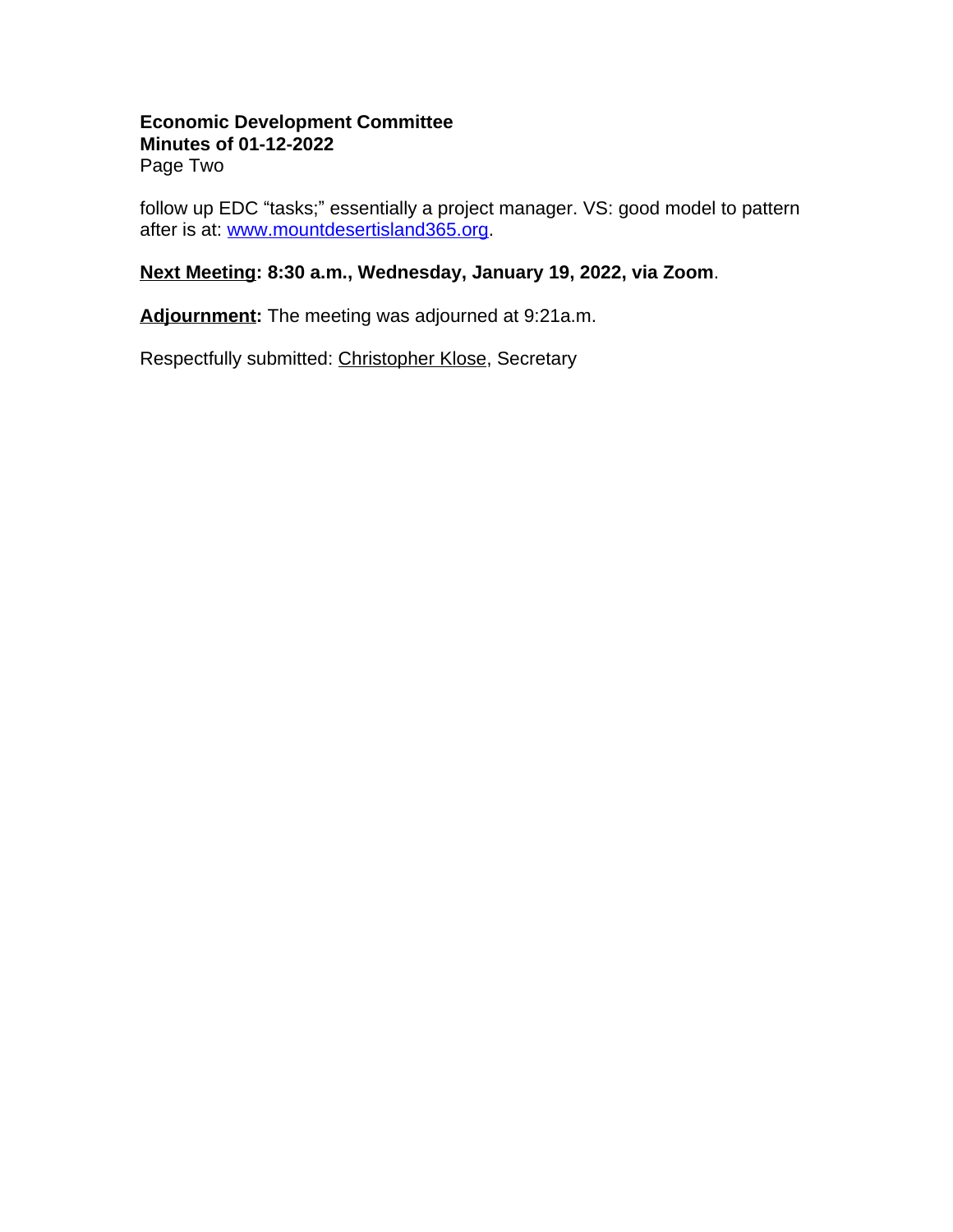follow up EDC "tasks;" essentially a project manager. VS: good model to pattern after is at: www.mountdesertisland365.org.

**Next Meeting: 8:30 a.m., Wednesday, January 19, 2022, via Zoom**.

**Adjournment:** The meeting was adjourned at 9:21a.m.

Respectfully submitted: Christopher Klose, Secretary